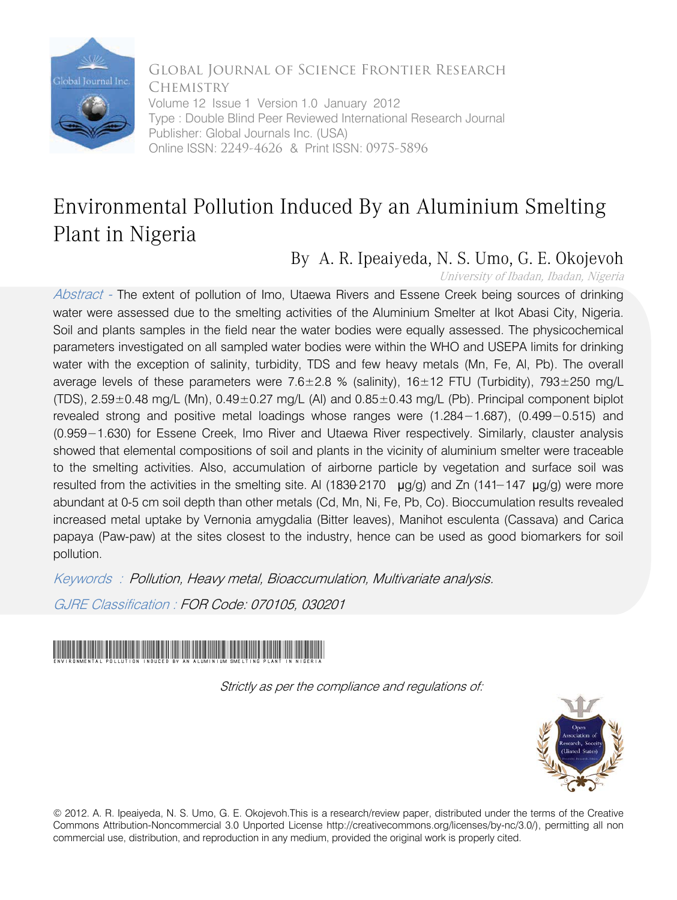Global Journal of Science Frontier Research
Chemistry
Volume 12 Issue 1 Version 1.0 January 2012
Type : Double Blind Peer Reviewed International Research Journal
Publisher: Global Journals Inc. (USA)
Online ISSN: 2249-4626 & Print ISSN: 0975-5896

# Environmental Pollution Induced By an Aluminium Smelting Plant in Nigeria

By A. R. Ipeaiyeda, N. S. Umo, G. E. Okojevoh

*University of Ibadan, Ibadan, Nigeria*

*Abstract* - The extent of pollution of Imo, Utaewa Rivers and Essene Creek being sources of drinking water were assessed due to the smelting activities of the Aluminium Smelter at Ikot Abasi City, Nigeria. Soil and plants samples in the field near the water bodies were equally assessed. The physicochemical parameters investigated on all sampled water bodies were within the WHO and USEPA limits for drinking water with the exception of salinity, turbidity, TDS and few heavy metals (Mn, Fe, Al, Pb). The overall average levels of these parameters were 7.6±2.8 % (salinity), 16±12 FTU (Turbidity), 793±250 mg/L (TDS), 2.59±0.48 mg/L (Mn), 0.49±0.27 mg/L (Al) and 0.85±0.43 mg/L (Pb). Principal component biplot revealed strong and positive metal loadings whose ranges were (1.284−1.687), (0.499−0.515) and (0.959−1.630) for Essene Creek, Imo River and Utaewa River respectively. Similarly, claster analysis showed that elemental compositions of soil and plants in the vicinity of aluminium smelter were traceable to the smelting activities. Also, accumulation of airborne particle by vegetation and surface soil was resulted from the activities in the smelting site. Al (1830-2170 μg/g) and Zn (141−147 μg/g) were more abundant at 0-5 cm soil depth than other metals (Cd, Mn, Ni, Fe, Pb, Co). Bioccumulation results revealed increased metal uptake by Vernonia amygdalia (Bitter leaves), Manihot esculenta (Cassava) and Carica papaya (Paw-paw) at the sites closest to the industry, hence can be used as good biomarkers for soil pollution.

*Keywords : Pollution, Heavy metal, Bioaccumulation, Multivariate analysis.*

*GJRE Classification : FOR Code: 070105, 030201*

ENVIRONMENTAL POLLUTION INDUCED BY AN ALUMINIUM SMELTING PLANT IN NIGERIA

*Strictly as per the compliance and regulations of:*

© 2012. A. R. Ipeaiyeda, N. S. Umo, G. E. Okojevoh.This is a research/review paper, distributed under the terms of the Creative Commons Attribution-Noncommercial 3.0 Unported License http://creativecommons.org/licenses/by-nc/3.0/), permitting all non commercial use, distribution, and reproduction in any medium, provided the original work is properly cited.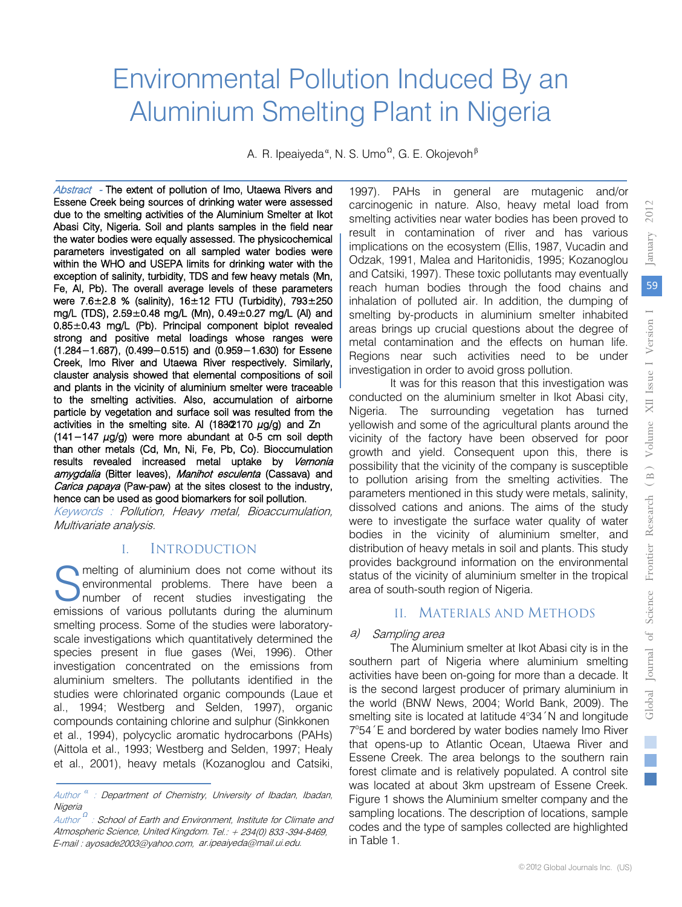# Environmental Pollution Induced By an Aluminium Smelting Plant in Nigeria

A. R. Ipeaiyeda[α], N. S. Umo[Ω], G. E. Okojevoh[β]

*Abstract* - The extent of pollution of Imo, Utaewa Rivers and Essene Creek being sources of drinking water were assessed due to the smelting activities of the Aluminium Smelter at Ikot Abasi City, Nigeria. Soil and plants samples in the field near the water bodies were equally assessed. The physicochemical parameters investigated on all sampled water bodies were within the WHO and USEPA limits for drinking water with the exception of salinity, turbidity, TDS and few heavy metals (Mn, Fe, Al, Pb). The overall average levels of these parameters were 7.6±2.8 % (salinity), 16±12 FTU (Turbidity), 793±250 mg/L (TDS), 2.59±0.48 mg/L (Mn), 0.49±0.27 mg/L (Al) and 0.85±0.43 mg/L (Pb). Principal component biplot revealed strong and positive metal loadings whose ranges were (1.284−1.687), (0.499−0.515) and (0.959−1.630) for Essene Creek, Imo River and Utaewa River respectively. Similarly, claster analysis showed that elemental compositions of soil and plants in the vicinity of aluminium smelter were traceable to the smelting activities. Also, accumulation of airborne particle by vegetation and surface soil was resulted from the activities in the smelting site. Al (1830−2170 $\mu$g/g) and Zn (141−147 $\mu$g/g) were more abundant at 0-5 cm soil depth than other metals (Cd, Mn, Ni, Fe, Pb, Co). Bioccumulation results revealed increased metal uptake by *Vernonia amygdalia* (Bitter leaves), *Manihot esculenta* (Cassava) and *Carica papaya* (Paw-paw) at the sites closest to the industry, hence can be used as good biomarkers for soil pollution.

*Keywords : Pollution, Heavy metal, Bioaccumulation, Multivariate analysis.*

## I. Introduction

Smelting of aluminium does not come without its environmental problems. There have been a number of recent studies investigating the emissions of various pollutants during the aluminum smelting process. Some of the studies were laboratory-scale investigations which quantitatively determined the species present in flue gases (Wei, 1996). Other investigation concentrated on the emissions from aluminium smelters. The pollutants identified in the studies were chlorinated organic compounds (Laue et al., 1994; Westberg and Selden, 1997), organic compounds containing chlorine and sulphur (Sinkkonen et al., 1994), polycyclic aromatic hydrocarbons (PAHs) (Aittola et al., 1993; Westberg and Selden, 1997; Healy et al., 2001), heavy metals (Kozanoglou and Catsiki, 1997). PAHs in general are mutagenic and/or carcinogenic in nature. Also, heavy metal load from smelting activities near water bodies has been proved to result in contamination of river and has various implications on the ecosystem (Ellis, 1987, Vucadin and Odzak, 1991, Malea and Haritonidis, 1995; Kozanoglou and Catsiki, 1997). These toxic pollutants may eventually reach human bodies through the food chains and inhalation of polluted air. In addition, the dumping of smelting by-products in aluminium smelter inhabited areas brings up crucial questions about the degree of metal contamination and the effects on human life. Regions near such activities need to be under investigation in order to avoid gross pollution.

It was for this reason that this investigation was conducted on the aluminium smelter in Ikot Abasi city, Nigeria. The surrounding vegetation has turned yellowish and some of the agricultural plants around the vicinity of the factory have been observed for poor growth and yield. Consequent upon this, there is possibility that the vicinity of the company is susceptible to pollution arising from the smelting activities. The parameters mentioned in this study were metals, salinity, dissolved cations and anions. The aims of the study were to investigate the surface water quality of water bodies in the vicinity of aluminium smelter, and distribution of heavy metals in soil and plants. This study provides background information on the environmental status of the vicinity of aluminium smelter in the tropical area of south-south region of Nigeria.

## II. Materials and Methods

### a) Sampling area

The Aluminium smelter at Ikot Abasi city is in the southern part of Nigeria where aluminium smelting activities have been on-going for more than a decade. It is the second largest producer of primary aluminium in the world (BNW News, 2004; World Bank, 2009). The smelting site is located at latitude 4°34´N and longitude 7°54´E and bordered by water bodies namely Imo River that opens-up to Atlantic Ocean, Utaewa River and Essene Creek. The area belongs to the southern rain forest climate and is relatively populated. A control site was located at about 3km upstream of Essene Creek. Figure 1 shows the Aluminium smelter company and the sampling locations. The description of locations, sample codes and the type of samples collected are highlighted in Table 1.

---

*Author [α] : Department of Chemistry, University of Ibadan, Ibadan, Nigeria*

*Author [Ω] : School of Earth and Environment, Institute for Climate and Atmospheric Science, United Kingdom. Tel.: + 234(0) 833 -394-8469, E-mail : ayosade2003@yahoo.com, ar.ipeaiyeda@mail.ui.edu.*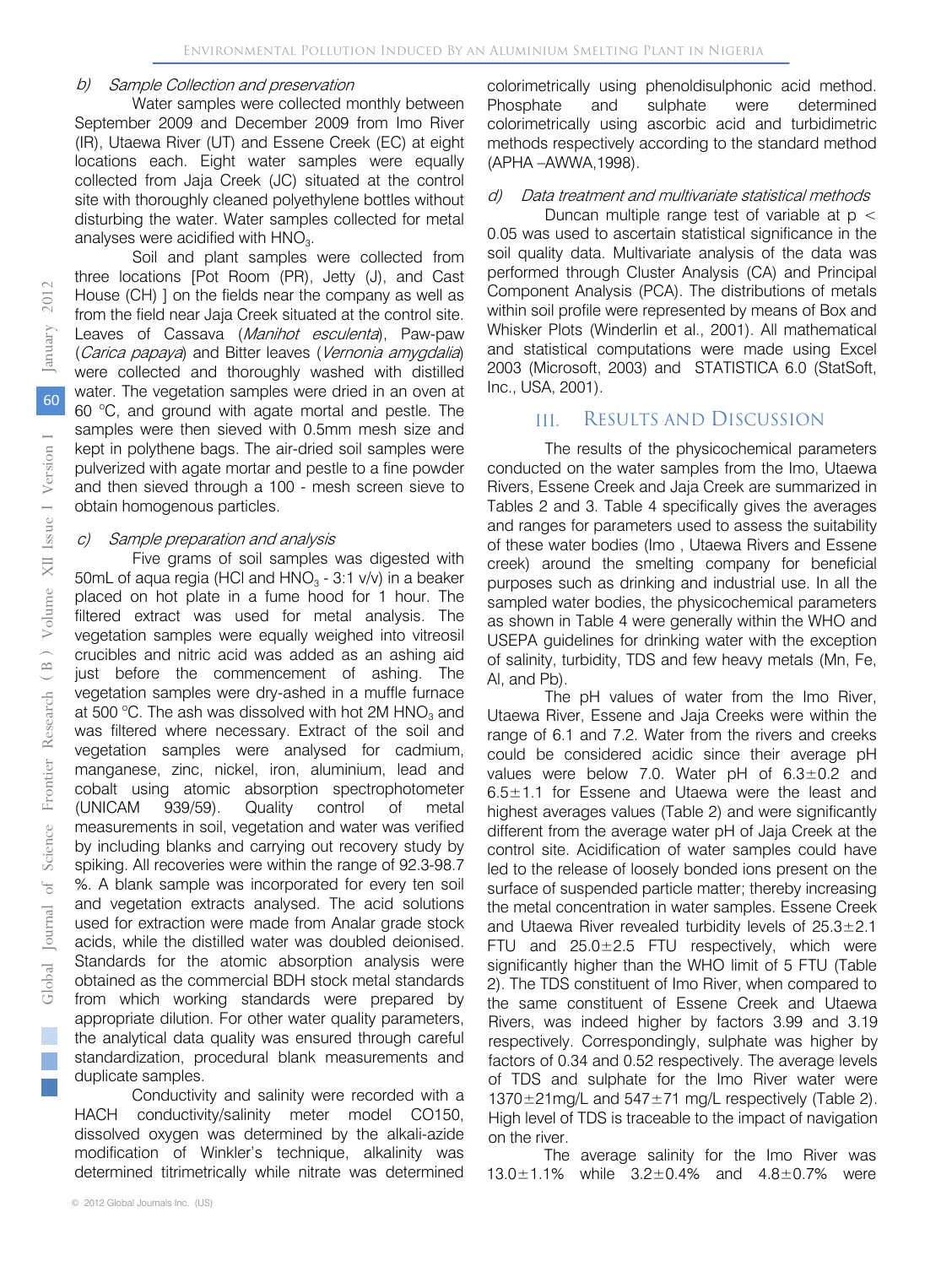### b) *Sample Collection and preservation*

Water samples were collected monthly between September 2009 and December 2009 from Imo River (IR), Utaewa River (UT) and Essene Creek (EC) at eight locations each. Eight water samples were equally collected from Jaja Creek (JC) situated at the control site with thoroughly cleaned polyethylene bottles without disturbing the water. Water samples collected for metal analyses were acidified with $HNO_3$.

Soil and plant samples were collected from three locations [Pot Room (PR), Jetty (J), and Cast House (CH) ] on the fields near the company as well as from the field near Jaja Creek situated at the control site. Leaves of Cassava (*Manihot esculenta*), Paw-paw (*Carica papaya*) and Bitter leaves (*Vernonia amygdalia*) were collected and thoroughly washed with distilled water. The vegetation samples were dried in an oven at 60 °C, and ground with agate mortal and pestle. The samples were then sieved with 0.5mm mesh size and kept in polythene bags. The air-dried soil samples were pulverized with agate mortar and pestle to a fine powder and then sieved through a 100 - mesh screen sieve to obtain homogenous particles.

### c) *Sample preparation and analysis*

Five grams of soil samples was digested with 50mL of aqua regia (HCl and $HNO_3$ - 3:1 v/v) in a beaker placed on hot plate in a fume hood for 1 hour. The filtered extract was used for metal analysis. The vegetation samples were equally weighed into vitreosil crucibles and nitric acid was added as an ashing aid just before the commencement of ashing. The vegetation samples were dry-ashed in a muffle furnace at 500 °C. The ash was dissolved with hot 2M $HNO_3$ and was filtered where necessary. Extract of the soil and vegetation samples were analysed for cadmium, manganese, zinc, nickel, iron, aluminium, lead and cobalt using atomic absorption spectrophotometer (UNICAM 939/59). Quality control of metal measurements in soil, vegetation and water was verified by including blanks and carrying out recovery study by spiking. All recoveries were within the range of 92.3-98.7 %. A blank sample was incorporated for every ten soil and vegetation extracts analysed. The acid solutions used for extraction were made from Analar grade stock acids, while the distilled water was doubled deionised. Standards for the atomic absorption analysis were obtained as the commercial BDH stock metal standards from which working standards were prepared by appropriate dilution. For other water quality parameters, the analytical data quality was ensured through careful standardization, procedural blank measurements and duplicate samples.

Conductivity and salinity were recorded with a HACH conductivity/salinity meter model CO150, dissolved oxygen was determined by the alkali-azide modification of Winkler's technique, alkalinity was determined titrimetrically while nitrate was determined colorimetrically using phenoldisulphonic acid method. Phosphate and sulphate were determined colorimetrically using ascorbic acid and turbidimetric methods respectively according to the standard method (APHA –AWWA,1998).

### d) *Data treatment and multivariate statistical methods*

Duncan multiple range test of variable at $p < 0.05$ was used to ascertain statistical significance in the soil quality data. Multivariate analysis of the data was performed through Cluster Analysis (CA) and Principal Component Analysis (PCA). The distributions of metals within soil profile were represented by means of Box and Whisker Plots (Winderlin et al., 2001). All mathematical and statistical computations were made using Excel 2003 (Microsoft, 2003) and STATISTICA 6.0 (StatSoft, Inc., USA, 2001).

## III. Results and Discussion

The results of the physicochemical parameters conducted on the water samples from the Imo, Utaewa Rivers, Essene Creek and Jaja Creek are summarized in Tables 2 and 3. Table 4 specifically gives the averages and ranges for parameters used to assess the suitability of these water bodies (Imo , Utaewa Rivers and Essene creek) around the smelting company for beneficial purposes such as drinking and industrial use. In all the sampled water bodies, the physicochemical parameters as shown in Table 4 were generally within the WHO and USEPA guidelines for drinking water with the exception of salinity, turbidity, TDS and few heavy metals (Mn, Fe, Al, and Pb).

The pH values of water from the Imo River, Utaewa River, Essene and Jaja Creeks were within the range of 6.1 and 7.2. Water from the rivers and creeks could be considered acidic since their average pH values were below 7.0. Water pH of 6.3±0.2 and 6.5±1.1 for Essene and Utaewa were the least and highest averages values (Table 2) and were significantly different from the average water pH of Jaja Creek at the control site. Acidification of water samples could have led to the release of loosely bonded ions present on the surface of suspended particle matter; thereby increasing the metal concentration in water samples. Essene Creek and Utaewa River revealed turbidity levels of 25.3±2.1 FTU and 25.0±2.5 FTU respectively, which were significantly higher than the WHO limit of 5 FTU (Table 2). The TDS constituent of Imo River, when compared to the same constituent of Essene Creek and Utaewa Rivers, was indeed higher by factors 3.99 and 3.19 respectively. Correspondingly, sulphate was higher by factors of 0.34 and 0.52 respectively. The average levels of TDS and sulphate for the Imo River water were 1370±21mg/L and 547±71 mg/L respectively (Table 2). High level of TDS is traceable to the impact of navigation on the river.

The average salinity for the Imo River was 13.0±1.1% while 3.2±0.4% and 4.8±0.7% were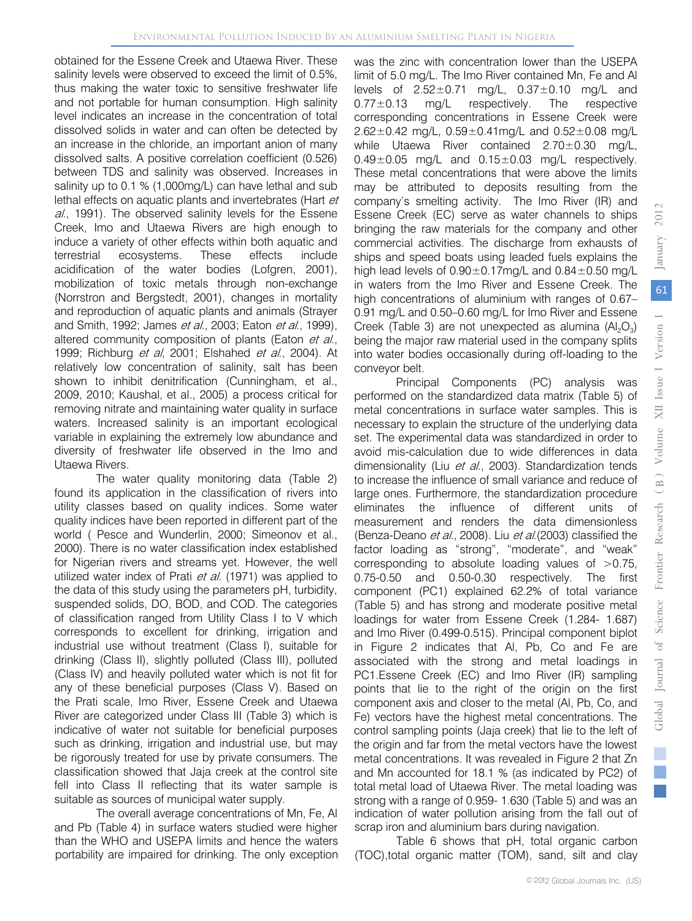obtained for the Essene Creek and Utaewa River. These salinity levels were observed to exceed the limit of 0.5%, thus making the water toxic to sensitive freshwater life and not portable for human consumption. High salinity level indicates an increase in the concentration of total dissolved solids in water and can often be detected by an increase in the chloride, an important anion of many dissolved salts. A positive correlation coefficient (0.526) between TDS and salinity was observed. Increases in salinity up to 0.1 % (1,000mg/L) can have lethal and sub lethal effects on aquatic plants and invertebrates (Hart *et al.*, 1991). The observed salinity levels for the Essene Creek, Imo and Utaewa Rivers are high enough to induce a variety of other effects within both aquatic and terrestrial ecosystems. These effects include acidification of the water bodies (Lofgren, 2001), mobilization of toxic metals through non-exchange (Norrstron and Bergstedt, 2001), changes in mortality and reproduction of aquatic plants and animals (Strayer and Smith, 1992; James *et al.*, 2003; Eaton *et al.*, 1999), altered community composition of plants (Eaton *et al.*, 1999; Richburg *et al*, 2001; Elshahed *et al.*, 2004). At relatively low concentration of salinity, salt has been shown to inhibit denitrification (Cunningham, et al., 2009, 2010; Kaushal, et al., 2005) a process critical for removing nitrate and maintaining water quality in surface waters. Increased salinity is an important ecological variable in explaining the extremely low abundance and diversity of freshwater life observed in the Imo and Utaewa Rivers.

The water quality monitoring data (Table 2) found its application in the classification of rivers into utility classes based on quality indices. Some water quality indices have been reported in different part of the world ( Pesce and Wunderlin, 2000; Simeonov et al., 2000). There is no water classification index established for Nigerian rivers and streams yet. However, the well utilized water index of Prati *et al.* (1971) was applied to the data of this study using the parameters pH, turbidity, suspended solids, DO, BOD, and COD. The categories of classification ranged from Utility Class I to V which corresponds to excellent for drinking, irrigation and industrial use without treatment (Class I), suitable for drinking (Class II), slightly polluted (Class III), polluted (Class IV) and heavily polluted water which is not fit for any of these beneficial purposes (Class V). Based on the Prati scale, Imo River, Essene Creek and Utaewa River are categorized under Class III (Table 3) which is indicative of water not suitable for beneficial purposes such as drinking, irrigation and industrial use, but may be rigorously treated for use by private consumers. The classification showed that Jaja creek at the control site fell into Class II reflecting that its water sample is suitable as sources of municipal water supply.

The overall average concentrations of Mn, Fe, Al and Pb (Table 4) in surface waters studied were higher than the WHO and USEPA limits and hence the waters portability are impaired for drinking. The only exception was the zinc with concentration lower than the USEPA limit of 5.0 mg/L. The Imo River contained Mn, Fe and Al levels of 2.52±0.71 mg/L, 0.37±0.10 mg/L and 0.77±0.13 mg/L respectively. The respective corresponding concentrations in Essene Creek were 2.62±0.42 mg/L, 0.59±0.41mg/L and 0.52±0.08 mg/L while Utaewa River contained 2.70±0.30 mg/L, 0.49±0.05 mg/L and 0.15±0.03 mg/L respectively. These metal concentrations that were above the limits may be attributed to deposits resulting from the company's smelting activity. The Imo River (IR) and Essene Creek (EC) serve as water channels to ships bringing the raw materials for the company and other commercial activities. The discharge from exhausts of ships and speed boats using leaded fuels explains the high lead levels of 0.90±0.17mg/L and 0.84±0.50 mg/L in waters from the Imo River and Essene Creek. The high concentrations of aluminium with ranges of 0.67–0.91 mg/L and 0.50–0.60 mg/L for Imo River and Essene Creek (Table 3) are not unexpected as alumina ($Al_2O_3$) being the major raw material used in the company splits into water bodies occasionally during off-loading to the conveyor belt.

Principal Components (PC) analysis was performed on the standardized data matrix (Table 5) of metal concentrations in surface water samples. This is necessary to explain the structure of the underlying data set. The experimental data was standardized in order to avoid mis-calculation due to wide differences in data dimensionality (Liu *et al.*, 2003). Standardization tends to increase the influence of small variance and reduce of large ones. Furthermore, the standardization procedure eliminates the influence of different units of measurement and renders the data dimensionless (Benza-Deano *et al.*, 2008). Liu *et al.*(2003) classified the factor loading as "strong", "moderate", and "weak" corresponding to absolute loading values of >0.75, 0.75-0.50 and 0.50-0.30 respectively. The first component (PC1) explained 62.2% of total variance (Table 5) and has strong and moderate positive metal loadings for water from Essene Creek (1.284- 1.687) and Imo River (0.499-0.515). Principal component biplot in Figure 2 indicates that Al, Pb, Co and Fe are associated with the strong and metal loadings in PC1.Essene Creek (EC) and Imo River (IR) sampling points that lie to the right of the origin on the first component axis and closer to the metal (Al, Pb, Co, and Fe) vectors have the highest metal concentrations. The control sampling points (Jaja creek) that lie to the left of the origin and far from the metal vectors have the lowest metal concentrations. It was revealed in Figure 2 that Zn and Mn accounted for 18.1 % (as indicated by PC2) of total metal load of Utaewa River. The metal loading was strong with a range of 0.959- 1.630 (Table 5) and was an indication of water pollution arising from the fall out of scrap iron and aluminium bars during navigation.

Table 6 shows that pH, total organic carbon (TOC),total organic matter (TOM), sand, silt and clay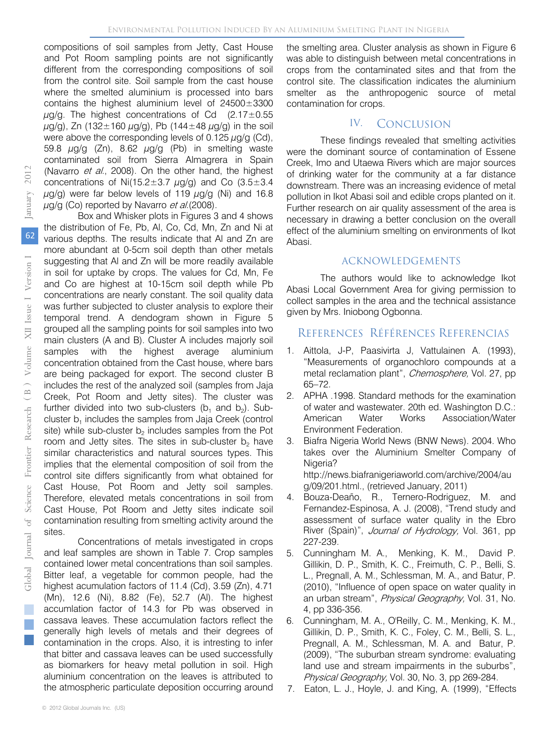compositions of soil samples from Jetty, Cast House and Pot Room sampling points are not significantly different from the corresponding compositions of soil from the control site. Soil sample from the cast house where the smelted aluminium is processed into bars contains the highest aluminium level of 24500±3300 $\mu$g/g. The highest concentrations of Cd (2.17±0.55 $\mu$g/g), Zn (132±160 $\mu$g/g), Pb (144±48 $\mu$g/g) in the soil were above the corresponding levels of 0.125 $\mu$g/g (Cd), 59.8 $\mu$g/g (Zn), 8.62 $\mu$g/g (Pb) in smelting waste contaminated soil from Sierra Almagrera in Spain (Navarro *et al*., 2008). On the other hand, the highest concentrations of Ni(15.2±3.7 $\mu$g/g) and Co (3.5±3.4 $\mu$g/g) were far below levels of 119 $\mu$g/g (Ni) and 16.8 $\mu$g/g (Co) reported by Navarro *et al*.(2008).

Box and Whisker plots in Figures 3 and 4 shows the distribution of Fe, Pb, Al, Co, Cd, Mn, Zn and Ni at various depths. The results indicate that Al and Zn are more abundant at 0-5cm soil depth than other metals suggesting that Al and Zn will be more readily available in soil for uptake by crops. The values for Cd, Mn, Fe and Co are highest at 10-15cm soil depth while Pb concentrations are nearly constant. The soil quality data was further subjected to cluster analysis to explore their temporal trend. A dendogram shown in Figure 5 grouped all the sampling points for soil samples into two main clusters (A and B). Cluster A includes majorly soil samples with the highest average aluminium concentration obtained from the Cast house, where bars are being packaged for export. The second cluster B includes the rest of the analyzed soil (samples from Jaja Creek, Pot Room and Jetty sites). The cluster was further divided into two sub-clusters ($b_1$ and $b_2$). Sub-cluster $b_1$ includes the samples from Jaja Creek (control site) while sub-cluster $b_2$ includes samples from the Pot room and Jetty sites. The sites in sub-cluster $b_2$ have similar characteristics and natural sources types. This implies that the elemental composition of soil from the control site differs significantly from what obtained for Cast House, Pot Room and Jetty soil samples. Therefore, elevated metals concentrations in soil from Cast House, Pot Room and Jetty sites indicate soil contamination resulting from smelting activity around the sites.

Concentrations of metals investigated in crops and leaf samples are shown in Table 7. Crop samples contained lower metal concentrations than soil samples. Bitter leaf, a vegetable for common people, had the highest acumulation factors of 11.4 (Cd), 3.59 (Zn), 4.71 (Mn), 12.6 (Ni), 8.82 (Fe), 52.7 (Al). The highest accumlation factor of 14.3 for Pb was observed in cassava leaves. These accumulation factors reflect the generally high levels of metals and their degrees of contamination in the crops. Also, it is intresting to infer that bitter and cassava leaves can be used successfully as biomarkers for heavy metal pollution in soil. High aluminium concentration on the leaves is attributed to the atmospheric particulate deposition occurring around the smelting area. Cluster analysis as shown in Figure 6 was able to distinguish between metal concentrations in crops from the contaminated sites and that from the control site. The classification indicates the aluminium smelter as the anthropogenic source of metal contamination for crops.

## IV. Conclusion

These findings revealed that smelting activities were the dominant source of contamination of Essene Creek, Imo and Utaewa Rivers which are major sources of drinking water for the community at a far distance downstream. There was an increasing evidence of metal pollution in Ikot Abasi soil and edible crops planted on it. Further research on air quality assessment of the area is necessary in drawing a better conclusion on the overall effect of the aluminium smelting on environments of Ikot Abasi.

## Acknowledgements

The authors would like to acknowledge Ikot Abasi Local Government Area for giving permission to collect samples in the area and the technical assistance given by Mrs. Iniobong Ogbonna.

## References Références Referencias

1. Aittola, J-P, Paasivirta J, Vattulainen A. (1993), "Measurements of organochloro compounds at a metal reclamation plant", *Chemosphere,* Vol. 27, pp 65–72.
2. APHA .1998. Standard methods for the examination of water and wastewater. 20th ed. Washington D.C.: American Water Works Association/Water Environment Federation.
3. Biafra Nigeria World News (BNW News). 2004. Who takes over the Aluminium Smelter Company of Nigeria? http://news.biafranigeriaworld.com/archive/2004/aug/09/201.html., (retrieved January, 2011)
4. Bouza-Deaño, R., Ternero-Rodriguez, M. and Fernandez-Espinosa, A. J. (2008), "Trend study and assessment of surface water quality in the Ebro River (Spain)", *Journal of Hydrology,* Vol. 361, pp 227-239.
5. Cunningham M. A., Menking, K. M., David P. Gillikin, D. P., Smith, K. C., Freimuth, C. P., Belli, S. L., Pregnall, A. M., Schlessman, M. A., and Batur, P. (2010), "Influence of open space on water quality in an urban stream", *Physical Geography,* Vol. 31, No. 4, pp 336-356.
6. Cunningham, M. A., O'Reilly, C. M., Menking, K. M., Gillikin, D. P., Smith, K. C., Foley, C. M., Belli, S. L., Pregnall, A. M., Schlessman, M. A. and Batur, P. (2009), "The suburban stream syndrome: evaluating land use and stream impairments in the suburbs", *Physical Geography,* Vol. 30, No. 3, pp 269-284.
7. Eaton, L. J., Hoyle, J. and King, A. (1999), "Effects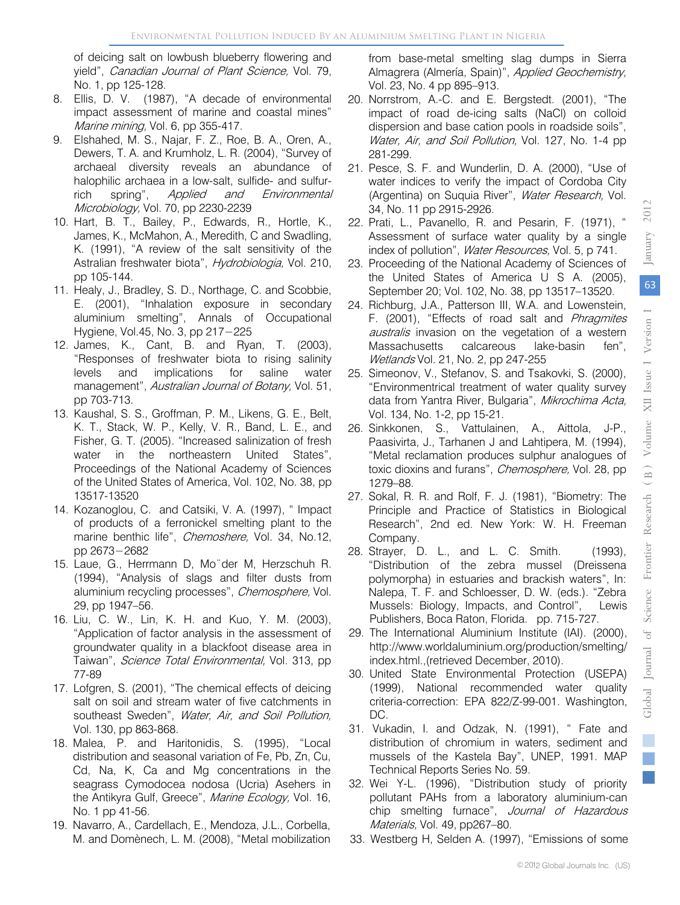of deicing salt on lowbush blueberry flowering and yield", *Canadian Journal of Plant Science,* Vol. 79, No. 1, pp 125-128.

8. Ellis, D. V. (1987), "A decade of environmental impact assessment of marine and coastal mines" *Marine mining,* Vol. 6, pp 355-417.
9. Elshahed, M. S., Najar, F. Z., Roe, B. A., Oren, A., Dewers, T. A. and Krumholz, L. R. (2004), "Survey of archaeal diversity reveals an abundance of halophilic archaea in a low-salt, sulfide- and sulfur-rich spring", *Applied and Environmental Microbiology,* Vol. 70, pp 2230-2239
10. Hart, B. T., Bailey, P., Edwards, R., Hortle, K., James, K., McMahon, A., Meredith, C and Swadling, K. (1991), "A review of the salt sensitivity of the Astralian freshwater biota", *Hydrobiologia,* Vol. 210, pp 105-144.
11. Healy, J., Bradley, S. D., Northage, C. and Scobbie, E. (2001), "Inhalation exposure in secondary aluminium smelting", Annals of Occupational Hygiene, Vol.45, No. 3, pp 217–225
12. James, K., Cant, B. and Ryan, T. (2003), "Responses of freshwater biota to rising salinity levels and implications for saline water management", *Australian Journal of Botany,* Vol. 51, pp 703-713.
13. Kaushal, S. S., Groffman, P. M., Likens, G. E., Belt, K. T., Stack, W. P., Kelly, V. R., Band, L. E., and Fisher, G. T. (2005). "Increased salinization of fresh water in the northeastern United States", Proceedings of the National Academy of Sciences of the United States of America, Vol. 102, No. 38, pp 13517-13520
14. Kozanoglou, C. and Catsiki, V. A. (1997), " Impact of products of a ferronickel smelting plant to the marine benthic life", *Chemoshere,* Vol. 34, No.12, pp 2673–2682
15. Laue, G., Herrmann D, Mo¨der M, Herzschuh R. (1994), "Analysis of slags and filter dusts from aluminium recycling processes", *Chemosphere,* Vol. 29, pp 1947–56.
16. Liu, C. W., Lin, K. H. and Kuo, Y. M. (2003), "Application of factor analysis in the assessment of groundwater quality in a blackfoot disease area in Taiwan", *Science Total Environmental,* Vol. 313, pp 77-89
17. Lofgren, S. (2001), "The chemical effects of deicing salt on soil and stream water of five catchments in southeast Sweden", *Water, Air, and Soil Pollution,* Vol. 130, pp 863-868.
18. Malea, P. and Haritonidis, S. (1995), "Local distribution and seasonal variation of Fe, Pb, Zn, Cu, Cd, Na, K, Ca and Mg concentrations in the seagrass Cymodocea nodosa (Ucria) Asehers in the Antikyra Gulf, Greece", *Marine Ecology,* Vol. 16, No. 1 pp 41-56.
19. Navarro, A., Cardellach, E., Mendoza, J.L., Corbella, M. and Domènech, L. M. (2008), "Metal mobilization from base-metal smelting slag dumps in Sierra Almagrera (Almería, Spain)", *Applied Geochemistry,* Vol. 23, No. 4 pp 895–913.
20. Norrstrom, A.-C. and E. Bergstedt. (2001), "The impact of road de-icing salts (NaCl) on colloid dispersion and base cation pools in roadside soils", *Water, Air, and Soil Pollution,* Vol. 127, No. 1-4 pp 281-299.
21. Pesce, S. F. and Wunderlin, D. A. (2000), "Use of water indices to verify the impact of Cordoba City (Argentina) on Suquia River", *Water Research,* Vol. 34, No. 11 pp 2915-2926.
22. Prati, L., Pavanello, R. and Pesarin, F. (1971), " Assessment of surface water quality by a single index of pollution", *Water Resources,* Vol. 5, p 741.
23. Proceeding of the National Academy of Sciences of the United States of America U S A. (2005), September 20; Vol. 102, No. 38, pp 13517–13520.
24. Richburg, J.A., Patterson III, W.A. and Lowenstein, F. (2001), "Effects of road salt and *Phragmites australis* invasion on the vegetation of a western Massachusetts calcareous lake-basin fen", *Wetlands* Vol. 21, No. 2, pp 247-255
25. Simeonov, V., Stefanov, S. and Tsakovki, S. (2000), "Environmentrical treatment of water quality survey data from Yantra River, Bulgaria", *Mikrochima Acta,* Vol. 134, No. 1-2, pp 15-21.
26. Sinkkonen, S., Vattulainen, A., Aittola, J-P., Paasivirta, J., Tarhanen J and Lahtipera, M. (1994), "Metal reclamation produces sulphur analogues of toxic dioxins and furans", *Chemosphere,* Vol. 28, pp 1279–88.
27. Sokal, R. R. and Rolf, F. J. (1981), "Biometry: The Principle and Practice of Statistics in Biological Research", 2nd ed. New York: W. H. Freeman Company.
28. Strayer, D. L., and L. C. Smith. (1993), "Distribution of the zebra mussel (Dreissena polymorpha) in estuaries and brackish waters", In: Nalepa, T. F. and Schloesser, D. W. (eds.). "Zebra Mussels: Biology, Impacts, and Control", Lewis Publishers, Boca Raton, Florida. pp. 715-727.
29. The International Aluminium Institute (IAI). (2000), http://www.worldaluminium.org/production/smelting/index.html.,(retrieved December, 2010).
30. United State Environmental Protection (USEPA) (1999), National recommended water quality criteria-correction: EPA 822/Z-99-001. Washington, DC.
31. Vukadin, I. and Odzak, N. (1991), " Fate and distribution of chromium in waters, sediment and mussels of the Kastela Bay", UNEP, 1991. MAP Technical Reports Series No. 59.
32. Wei Y-L. (1996), "Distribution study of priority pollutant PAHs from a laboratory aluminium-can chip smelting furnace", *Journal of Hazardous Materials,* Vol. 49, pp267–80.
33. Westberg H, Selden A. (1997), "Emissions of some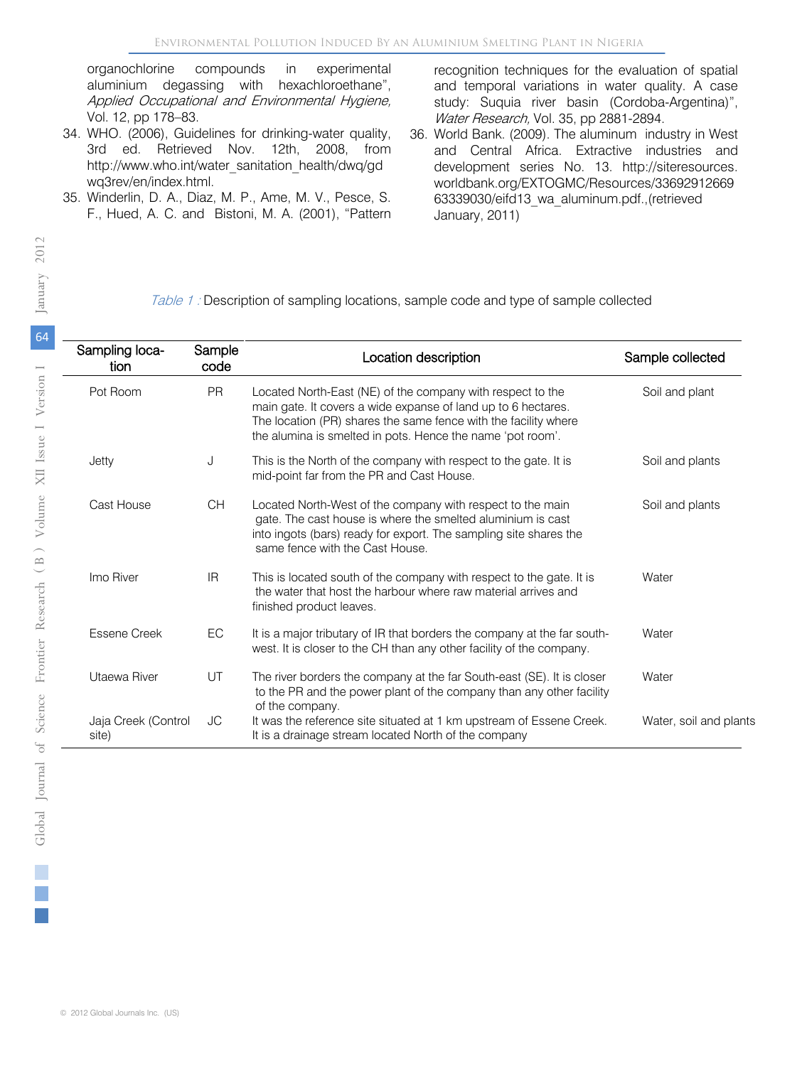organochlorine compounds in experimental aluminium degassing with hexachloroethane", *Applied Occupational and Environmental Hygiene,* Vol. 12, pp 178–83.

34. WHO. (2006), Guidelines for drinking-water quality, 3rd ed. Retrieved Nov. 12th, 2008, from http://www.who.int/water_sanitation_health/dwq/gdwq3rev/en/index.html.
35. Winderlin, D. A., Diaz, M. P., Ame, M. V., Pesce, S. F., Hued, A. C. and Bistoni, M. A. (2001), "Pattern recognition techniques for the evaluation of spatial and temporal variations in water quality. A case study: Suquia river basin (Cordoba-Argentina)", *Water Research,* Vol. 35, pp 2881-2894.
36. World Bank. (2009). The aluminum industry in West and Central Africa. Extractive industries and development series No. 13. http://siteresources.worldbank.org/EXTOGMC/Resources/3369291266963339030/eifd13_wa_aluminum.pdf.,(retrieved January, 2011)

*Table 1 :* Description of sampling locations, sample code and type of sample collected

| Sampling location | Sample code | Location description | Sample collected |
|---|---|---|---|
| Pot Room | PR | Located North-East (NE) of the company with respect to the main gate. It covers a wide expanse of land up to 6 hectares. The location (PR) shares the same fence with the facility where the alumina is smelted in pots. Hence the name 'pot room'. | Soil and plant |
| Jetty | J | This is the North of the company with respect to the gate. It is mid-point far from the PR and Cast House. | Soil and plants |
| Cast House | CH | Located North-West of the company with respect to the main gate. The cast house is where the smelted aluminium is cast into ingots (bars) ready for export. The sampling site shares the same fence with the Cast House. | Soil and plants |
| Imo River | IR | This is located south of the company with respect to the gate. It is the water that host the harbour where raw material arrives and finished product leaves. | Water |
| Essene Creek | EC | It is a major tributary of IR that borders the company at the far south-west. It is closer to the CH than any other facility of the company. | Water |
| Utaewa River | UT | The river borders the company at the far South-east (SE). It is closer to the PR and the power plant of the company than any other facility of the company. | Water |
| Jaja Creek (Control site) | JC | It was the reference site situated at 1 km upstream of Essene Creek. It is a drainage stream located North of the company | Water, soil and plants |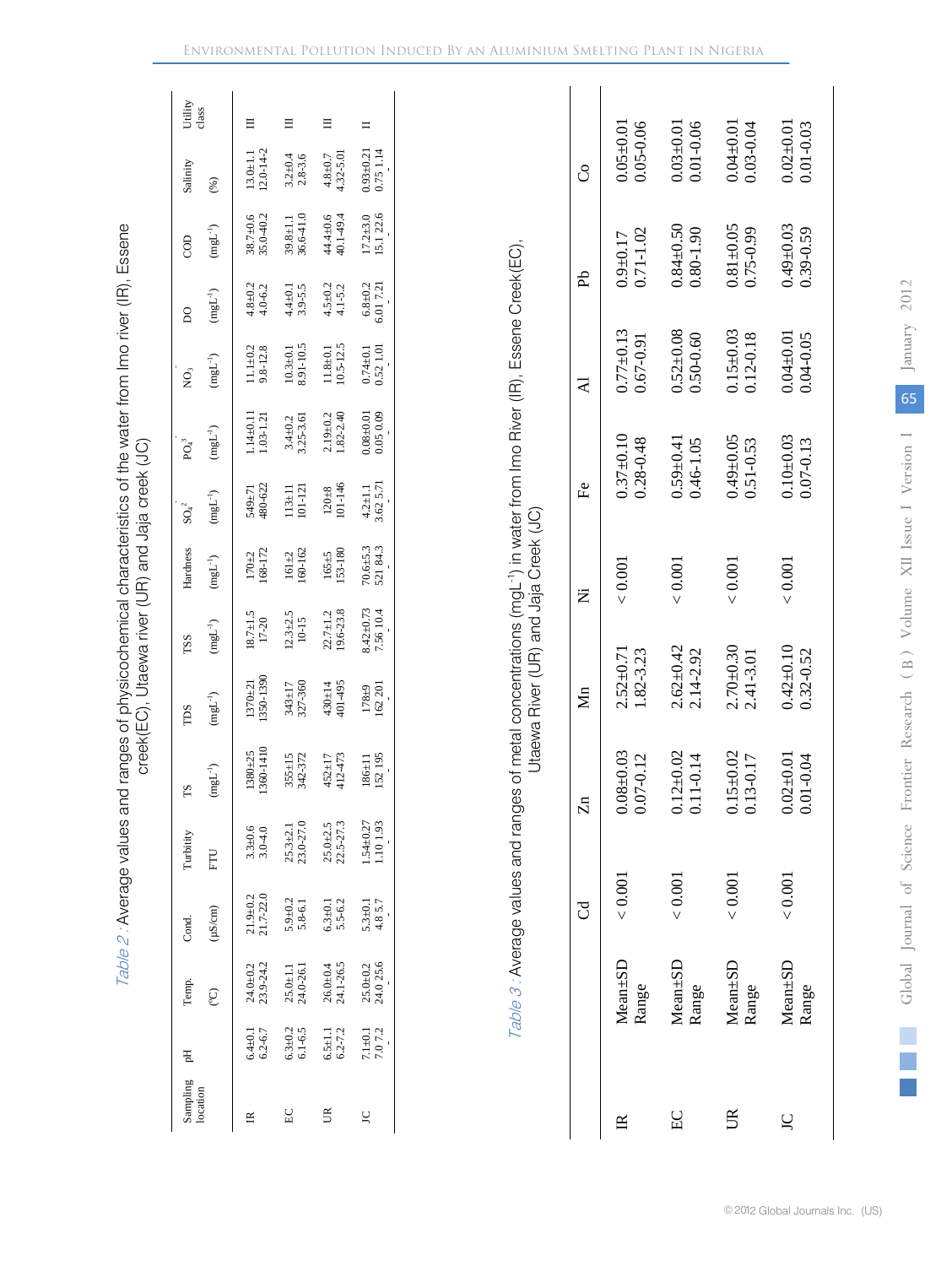*Table 2 :* Average values and ranges of physicochemical characteristics of the water from Imo river (IR), Essene creek(EC), Utaewa river (UR) and Jaja creek (JC)

| Sampling location | pH | Temp. (°C) | Cond. (µS/cm) | Turbidity FTU | TS ($mgL^{-1}$) | TDS ($mgL^{-1}$) | TSS ($mgL^{-1}$) | Hardness ($mgL^{-1}$) | $SO_4^{2-}$ ($mgL^{-1}$) | $PO_4^{3-}$ ($mgL^{-1}$) | $NO_3^-$ ($mgL^{-1}$) | DO ($mgL^{-1}$) | COD ($mgL^{-1}$) | Salinity (%) | Utility class |
|---|---|---|---|---|---|---|---|---|---|---|---|---|---|---|---|
| IR | 6.4±0.1<br>6.2-6.7 | 24.0±0.2<br>23.9-24.2 | 21.9±0.2<br>21.7-22.0 | 3.3±0.6<br>3.0-4.0 | 1380±25<br>1360-1410 | 1370±21<br>1350-1390 | 18.7±1.5<br>17-20 | 170±2<br>168-172 | 549±71<br>480-622 | 1.14±0.11<br>1.03-1.21 | 11.1±0.2<br>9.8-12.8 | 4.8±0.2<br>4.0-6.2 | 38.7±0.6<br>35.0-40.2 | 13.0±1.1<br>12.0-14-2 | III |
| EC | 6.3±0.2<br>6.1-6.5 | 25.0±1.1<br>24.0-26.1 | 5.9±0.2<br>5.8-6.1 | 25.3±2.1<br>23.0-27.0 | 355±15<br>342-372 | 343±17<br>327-360 | 12.3±2.5<br>10-15 | 161±2<br>160-162 | 113±11<br>101-121 | 3.4±0.2<br>3.25-3.61 | 10.3±0.1<br>8.91-10.5 | 4.4±0.1<br>3.9-5.5 | 39.8±1.1<br>36.6-41.0 | 3.2±0.4<br>2.8-3.6 | III |
| UR | 6.5±1.1<br>6.2-7.2 | 26.0±0.4<br>24.1-26.5 | 6.3±0.1<br>5.5-6.2 | 25.0±2.5<br>22.5-27.3 | 452±17<br>412-473 | 430±14<br>401-495 | 22.7±1.2<br>19.6-23.8 | 165±5<br>153-180 | 120±8<br>101-146 | 2.19±0.2<br>1.82-2.40 | 11.8±0.1<br>10.5-12.5 | 4.5±0.2<br>4.1-5.2 | 44.4±0.6<br>40.1-49.4 | 4.8±0.7<br>4.32-5.01 | III |
| JC | 7.1±0.1<br>7.0 7.2 | 25.0±0.2<br>24.0 25.6 | 5.3±0.1<br>4.8 5.7 | 1.54±0.27<br>1.10 1.93 | 186±11<br>152 195 | 178±9<br>162 201 | 8.42±0.73<br>7.56 10.4 | 70.6±5.3<br>521 84.3 | 4.2±1.1<br>3.62 5.71 | 0.08±0.01<br>0.05 0.09 | 0.74±0.1<br>0.52 1.01 | 6.8±0.2<br>6.01 7.21 | 17.2±3.0<br>15.1 22.6 | 0.93±0.21<br>0.75 1.14 | II |

*Table 3 :* Average values and ranges of metal concentrations ($mgL^{-1}$) in water from Imo River (IR), Essene Creek(EC), Utaewa River (UR) and Jaja Creek (JC)

| | | Cd | Zn | Mn | Ni | Fe | Al | Pb | Co |
|---|---|---|---|---|---|---|---|---|---|
| IR | Mean±SD<br>Range | < 0.001 | 0.08±0.03<br>0.07-0.12 | 2.52±0.71<br>1.82-3.23 | < 0.001 | 0.37±0.10<br>0.28-0.48 | 0.77±0.13<br>0.67-0.91 | 0.9±0.17<br>0.71-1.02 | 0.05±0.01<br>0.05-0.06 |
| EC | Mean±SD<br>Range | < 0.001 | 0.12±0.02<br>0.11-0.14 | 2.62±0.42<br>2.14-2.92 | < 0.001 | 0.59±0.41<br>0.46-1.05 | 0.52±0.08<br>0.50-0.60 | 0.84±0.50<br>0.80-1.90 | 0.03±0.01<br>0.01-0.06 |
| UR | Mean±SD<br>Range | < 0.001 | 0.15±0.02<br>0.13-0.17 | 2.70±0.30<br>2.41-3.01 | < 0.001 | 0.49±0.05<br>0.51-0.53 | 0.15±0.03<br>0.12-0.18 | 0.81±0.05<br>0.75-0.99 | 0.04±0.01<br>0.03-0.04 |
| JC | Mean±SD<br>Range | < 0.001 | 0.02±0.01<br>0.01-0.04 | 0.42±0.10<br>0.32-0.52 | < 0.001 | 0.10±0.03<br>0.07-0.13 | 0.04±0.01<br>0.04-0.05 | 0.49±0.03<br>0.39-0.59 | 0.02±0.01<br>0.01-0.03 |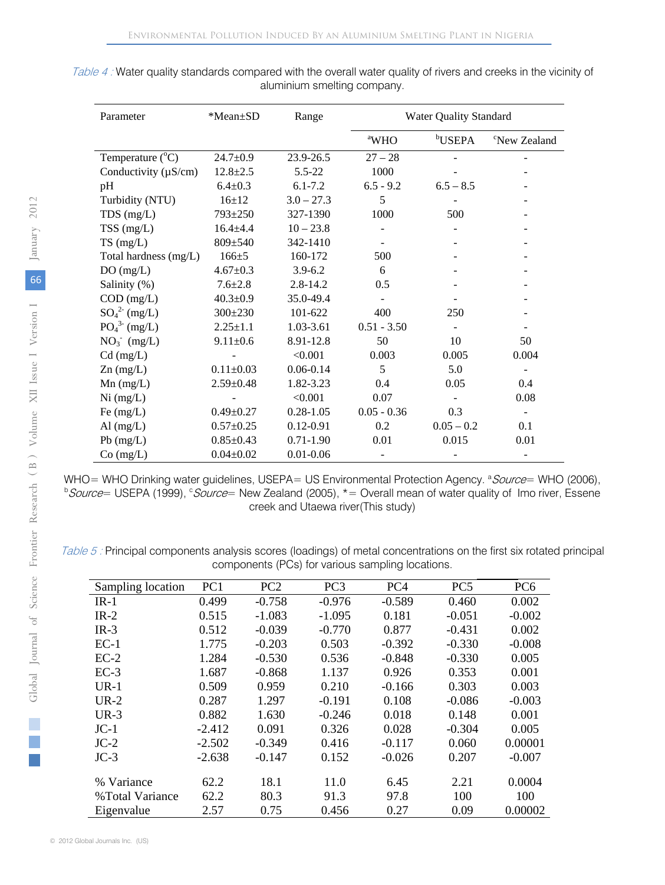*Table 4 :* Water quality standards compared with the overall water quality of rivers and creeks in the vicinity of aluminium smelting company.

| Parameter | *Mean±SD | Range | Water Quality Standard | | |
|---|---|---|---|---|---|
| | | | [a]WHO | [b]USEPA | [c]New Zealand |
| Temperature (°C) | 24.7±0.9 | 23.9-26.5 | 27 – 28 | - | - |
| Conductivity (µS/cm) | 12.8±2.5 | 5.5-22 | 1000 | - | - |
| pH | 6.4±0.3 | 6.1-7.2 | 6.5 - 9.2 | 6.5 – 8.5 | - |
| Turbidity (NTU) | 16±12 | 3.0 – 27.3 | 5 | - | - |
| TDS (mg/L) | 793±250 | 327-1390 | 1000 | 500 | - |
| TSS (mg/L) | 16.4±4.4 | 10 – 23.8 | - | - | - |
| TS (mg/L) | 809±540 | 342-1410 | - | - | - |
| Total hardness (mg/L) | 166±5 | 160-172 | 500 | - | - |
| DO (mg/L) | 4.67±0.3 | 3.9-6.2 | 6 | - | - |
| Salinity (%) | 7.6±2.8 | 2.8-14.2 | 0.5 | - | - |
| COD (mg/L) | 40.3±0.9 | 35.0-49.4 | - | - | - |
| $SO_4^{2-}$ (mg/L) | 300±230 | 101-622 | 400 | 250 | - |
| $PO_4^{3-}$ (mg/L) | 2.25±1.1 | 1.03-3.61 | 0.51 - 3.50 | - | - |
| $NO_3^-$ (mg/L) | 9.11±0.6 | 8.91-12.8 | 50 | 10 | 50 |
| Cd (mg/L) | - | <0.001 | 0.003 | 0.005 | 0.004 |
| Zn (mg/L) | 0.11±0.03 | 0.06-0.14 | 5 | 5.0 | - |
| Mn (mg/L) | 2.59±0.48 | 1.82-3.23 | 0.4 | 0.05 | 0.4 |
| Ni (mg/L) | - | <0.001 | 0.07 | - | 0.08 |
| Fe (mg/L) | 0.49±0.27 | 0.28-1.05 | 0.05 - 0.36 | 0.3 | - |
| Al (mg/L) | 0.57±0.25 | 0.12-0.91 | 0.2 | 0.05 – 0.2 | 0.1 |
| Pb (mg/L) | 0.85±0.43 | 0.71-1.90 | 0.01 | 0.015 | 0.01 |
| Co (mg/L) | 0.04±0.02 | 0.01-0.06 | - | - | - |

WHO= WHO Drinking water guidelines, USEPA= US Environmental Protection Agency. [a]*Source*= WHO (2006), [b]*Source*= USEPA (1999), [c]*Source*= New Zealand (2005), *= Overall mean of water quality of Imo river, Essene creek and Utaewa river(This study)

*Table 5 :* Principal components analysis scores (loadings) of metal concentrations on the first six rotated principal components (PCs) for various sampling locations.

| Sampling location | PC1 | PC2 | PC3 | PC4 | PC5 | PC6 |
|---|---|---|---|---|---|---|
| IR-1 | 0.499 | -0.758 | -0.976 | -0.589 | 0.460 | 0.002 |
| IR-2 | 0.515 | -1.083 | -1.095 | 0.181 | -0.051 | -0.002 |
| IR-3 | 0.512 | -0.039 | -0.770 | 0.877 | -0.431 | 0.002 |
| EC-1 | 1.775 | -0.203 | 0.503 | -0.392 | -0.330 | -0.008 |
| EC-2 | 1.284 | -0.530 | 0.536 | -0.848 | -0.330 | 0.005 |
| EC-3 | 1.687 | -0.868 | 1.137 | 0.926 | 0.353 | 0.001 |
| UR-1 | 0.509 | 0.959 | 0.210 | -0.166 | 0.303 | 0.003 |
| UR-2 | 0.287 | 1.297 | -0.191 | 0.108 | -0.086 | -0.003 |
| UR-3 | 0.882 | 1.630 | -0.246 | 0.018 | 0.148 | 0.001 |
| JC-1 | -2.412 | 0.091 | 0.326 | 0.028 | -0.304 | 0.005 |
| JC-2 | -2.502 | -0.349 | 0.416 | -0.117 | 0.060 | 0.00001 |
| JC-3 | -2.638 | -0.147 | 0.152 | -0.026 | 0.207 | -0.007 |
| % Variance | 62.2 | 18.1 | 11.0 | 6.45 | 2.21 | 0.0004 |
| %Total Variance | 62.2 | 80.3 | 91.3 | 97.8 | 100 | 100 |
| Eigenvalue | 2.57 | 0.75 | 0.456 | 0.27 | 0.09 | 0.00002 |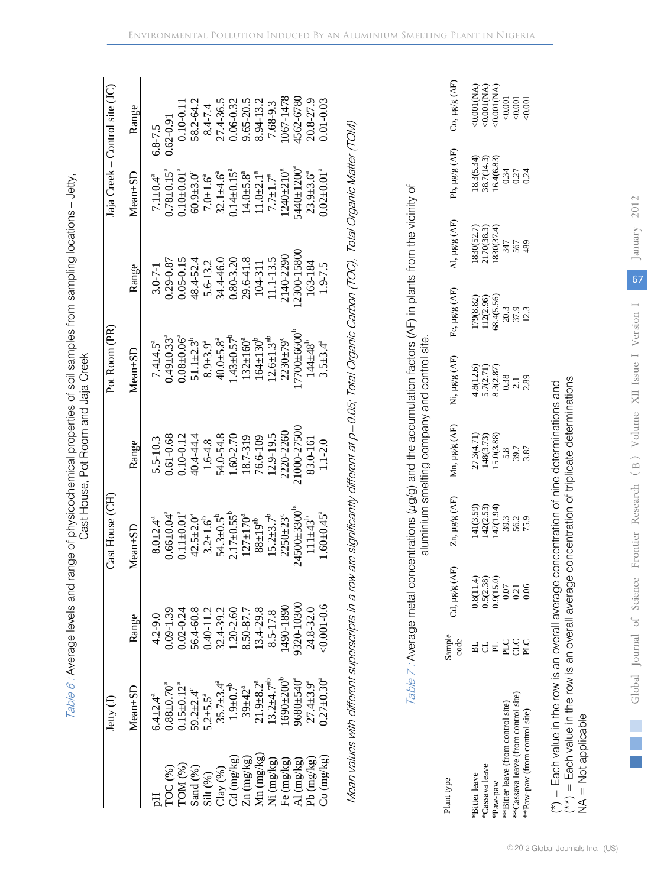*Table 6 :* Average levels and range of physicochemical properties of soil samples from sampling locations – Jetty, Cast House, Pot Room and Jaja Creek

| | Jetty (J) | | Cast House (CH) | | Pot Room (PR) | | Jaja Creek – Control site (JC) | |
|---|---|---|---|---|---|---|---|---|
| | Mean±SD | Range | Mean±SD | Range | Mean±SD | Range | Mean±SD | Range |
| pH | 6.4±2.4[a] | 4.2-9.0 | 8.0±2.4[a] | 5.5-10.3 | 7.4±4.5[a] | 3.0-7-1 | 7.1±0.4[a] | 6.8-7.5 |
| TOC (%) | 0.88±0.70[a] | 0.09-1.39 | 0.66±0.04[a] | 0.61-0.68 | 0.49±0.33[a] | 0.29-0.87 | 0.78±0.15[a] | 0.62-0.91 |
| TOM (%) | 0.15±0.12[a] | 0.02-0.24 | 0.11±0.01[a] | 0.10-0.12 | 0.08±0.06[a] | 0.05-0.15 | 0.10±0.01[a] | 0.10-0.11 |
| Sand (%) | 59.2±2.4[c] | 56.4-60.8 | 42.5±2.0[a] | 40.4-44.4 | 51.1±2.3[b] | 48.4-52.4 | 60.9±3.0[c] | 58.2-64.2 |
| Silt (%) | 5.2±5.5[a] | 0.40-11.2 | 3.2±1.6[b] | 1.6-4.8 | 8.9±3.9[a] | 5.6-13.2 | 7.0±1.6[a] | 8.4-7.4 |
| Clay (%) | 35.7±3.4[a] | 32.4-39.2 | 54.3±0.5[b] | 54.0-54.8 | 40.0±5.8[a] | 34.4-46.0 | 32.1±4.6[a] | 27.4-36.5 |
| Cd (mg/kg) | 1.9±0.7[b] | 1.20-2.60 | 2.17±0.55[b] | 1.60-2.70 | 1.43±0.57[b] | 0.80-3.20 | 0.14±0.15[a] | 0.06-0.32 |
| Zn (mg/kg) | 39±42[a] | 8.50-87.7 | 127±170[a] | 18.7-319 | 132±160[a] | 29.6-41.8 | 14.0±5.8[a] | 9.65-20.5 |
| Mn (mg/kg) | 21.9±8.2[a] | 13.4-29.8 | 88±19[ab] | 76.6-109 | 164±130[b] | 104-311 | 11.0±2.1[a] | 8.94-13.2 |
| Ni (mg/kg) | 13.2±4.7[ab] | 8.5-17.8 | 15.2±3.7[b] | 12.9-19.5 | 12.6±1.3[ab] | 11.1-13.5 | 7.7±1.7[a] | 7.68-9.3 |
| Fe (mg/kg) | 1690±200[b] | 1490-1890 | 2250±23[c] | 2220-2260 | 2230±79[c] | 2140-2290 | 1240±210[a] | 1067-1478 |
| Al (mg/kg) | 9680±540[a] | 9320-10300 | 24500±3300[bc] | 21000-27500 | 17700±6600[b] | 12300-15800 | 5440±1200[a] | 4562-6780 |
| Pb (mg/kg) | 27.4±3.9[a] | 24.8-32.0 | 111±43[b] | 83.0-161 | 144±48[b] | 163-184 | 23.9±3.6[a] | 20.8-27.9 |
| Co (mg/kg) | 0.27±0.30[a] | <0.001-0.6 | 1.60±0.45[a] | 1.1-2.0 | 3.5±3.4[a] | 1.9-7.5 | 0.02±0.01[a] | 0.01-0.03 |

*Mean values with different superscripts in a row are significantly different at p=0.05; Total Organic Carbon (TOC), Total Organic Matter (TOM)*

*Table 7 :* Average metal concentrations (µg/g) and the accumulation factors (AF) in plants from the vicinity of aluminium smelting company and control site.

| Plant type | Sample code | Cd, µg/g (AF) | Zn, µg/g (AF) | Mn, µg/g (AF) | Ni, µg/g (AF) | Fe, µg/g (AF) | Al, µg/g (AF) | Pb, µg/g (AF) | Co, µg/g (AF) |
|---|---|---|---|---|---|---|---|---|---|
| *Bitter leave | BL | 0.8(11.4) | 141(3.59) | 27.3(4.71) | 4.8(12.6) | 179(8.82) | 1830(52.7) | 18.3(5.34) | <0.001(NA) |
| *Cassava leave | CL | 0.5(2.38) | 142(2.53) | 148(3.73) | 5.7(2.71) | 112(2.96) | 2170(38.3) | 38.7(14.3) | <0.001(NA) |
| *Paw-paw | PL | 0.9(15.0) | 147(1.94) | 15.0(3.88) | 8.3(2.87) | 68.4(5.56) | 1830(37.4) | 16.4(6.83) | <0.001(NA) |
| **Bitter leave (from control site) | PLC | 0.07 | 39.3 | 5.8 | 0.38 | 20.3 | 347 | 0.34 | <0.001 |
| **Cassava leave (from control site) | CLC | 0.21 | 56.2 | 39.7 | 2.1 | 37.9 | 567 | 0.27 | <0.001 |
| **Paw-paw (from control site) | PLC | 0.06 | 75.9 | 3.87 | 2.89 | 12.3 | 489 | 0.24 | <0.001 |

(*) = Each value in the row is an overall average concentration of nine determinations and
(**) = Each value in the row is an overall average concentration of triplicate determinations
NA = Not applicable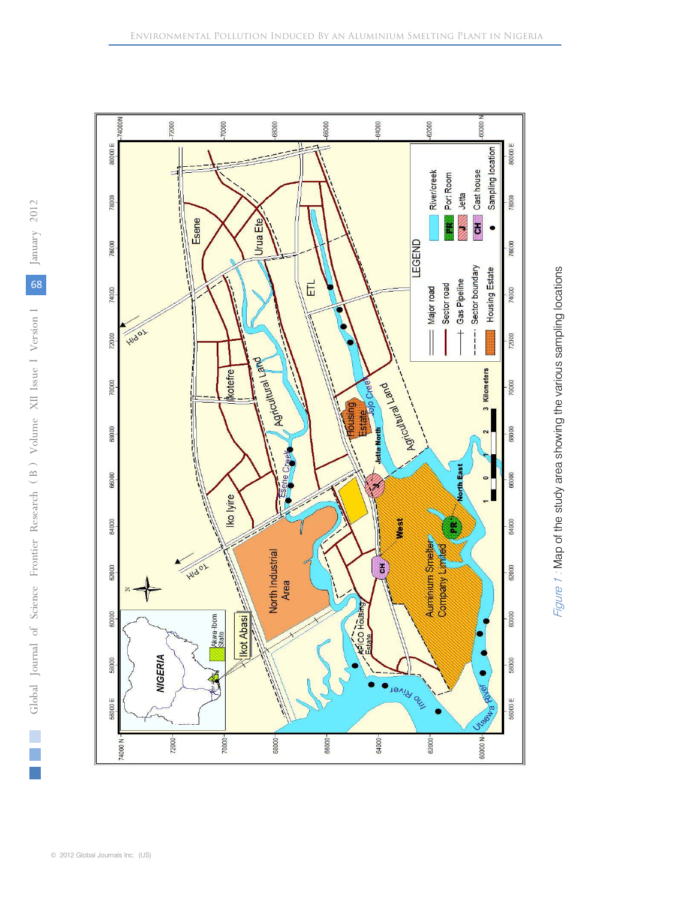*Figure 1 :* Map of the study area showing the various sampling locations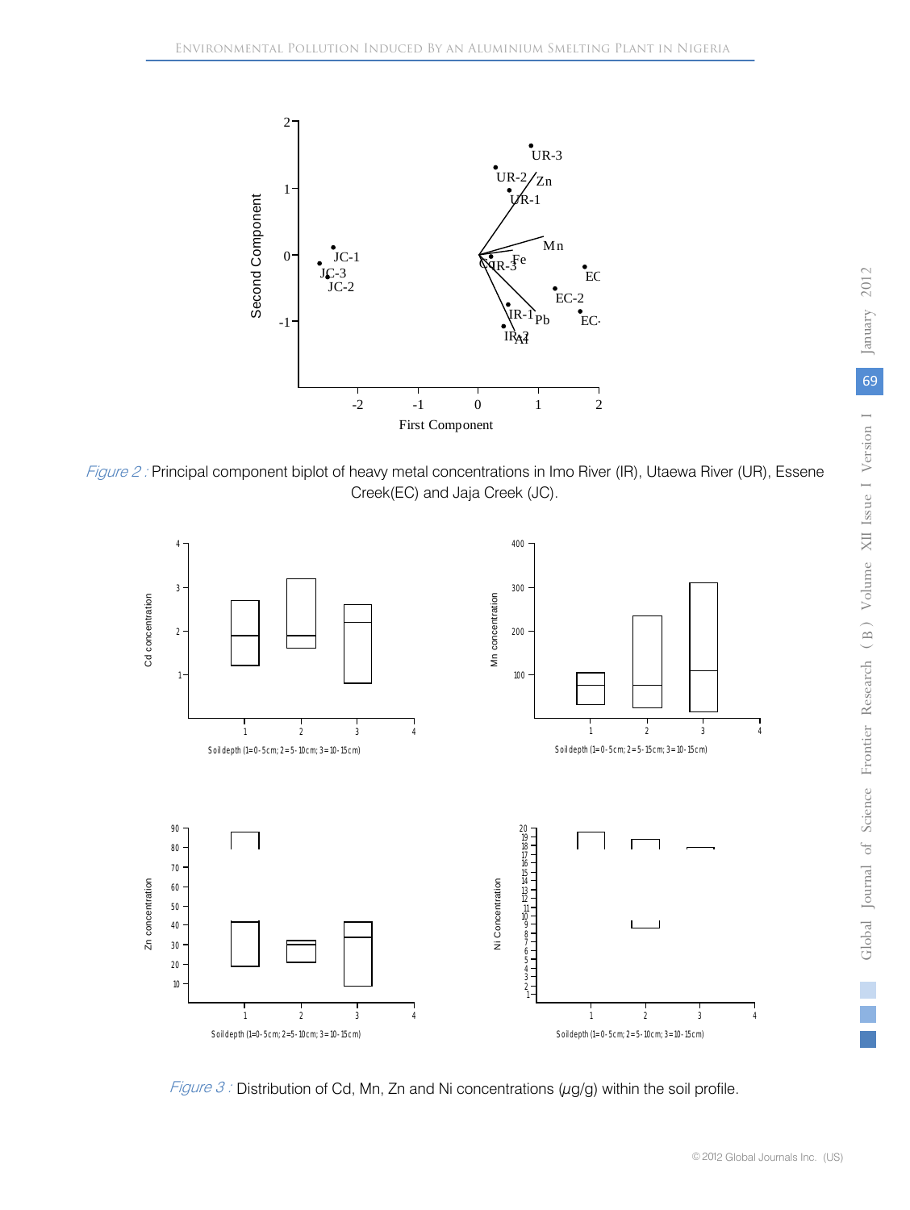Figure 2 : Principal component biplot of heavy metal concentrations in Imo River (IR), Utaewa River (UR), Essene Creek(EC) and Jaja Creek (JC).

Figure 3 : Distribution of Cd, Mn, Zn and Ni concentrations ($\mu$g/g) within the soil profile.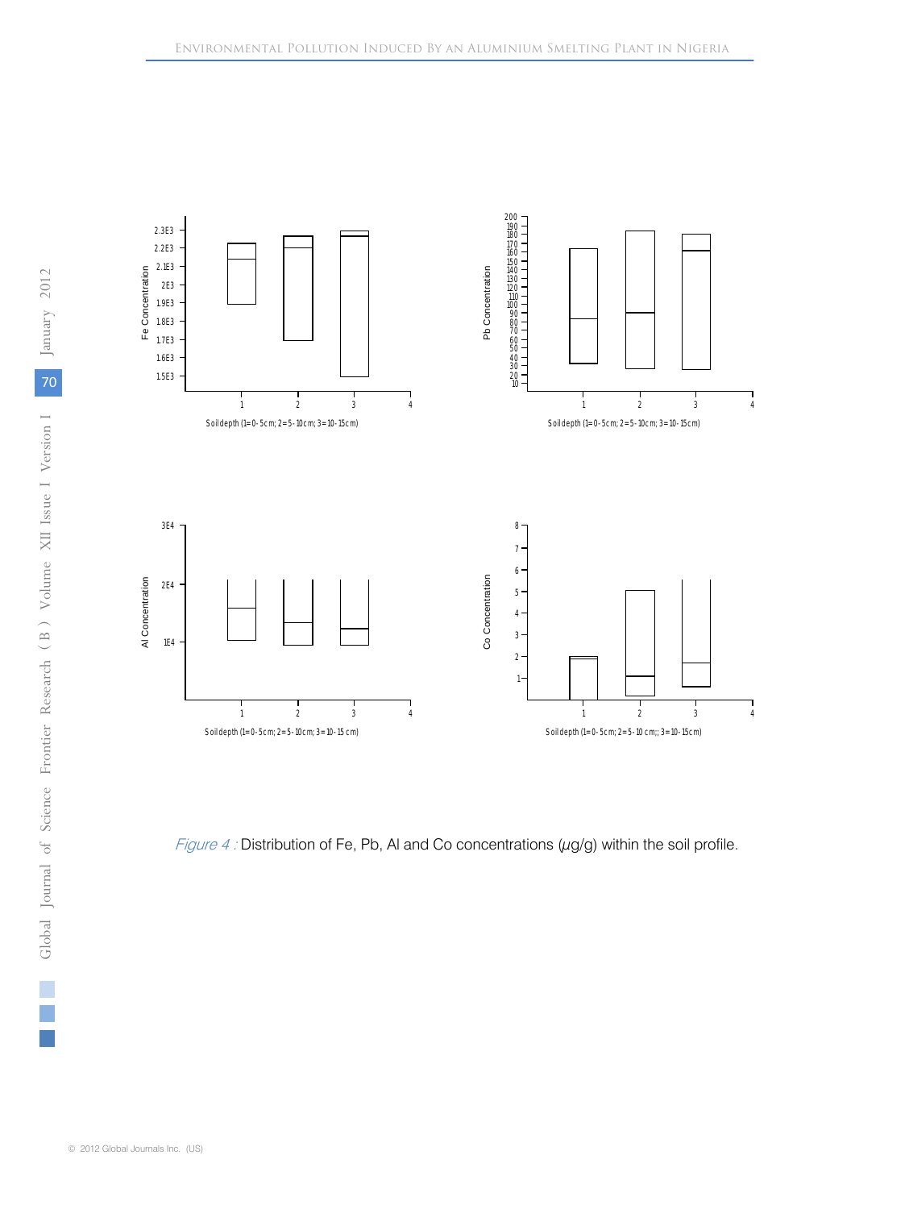*Figure 4 :* Distribution of Fe, Pb, Al and Co concentrations (µg/g) within the soil profile.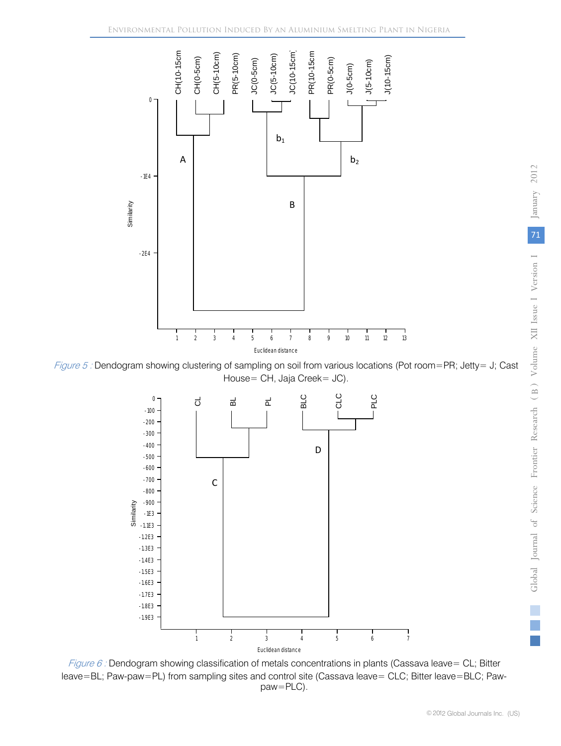*Figure 5 :* Dendogram showing clustering of sampling on soil from various locations (Pot room=PR; Jetty= J; Cast House= CH, Jaja Creek= JC).

*Figure 6 :* Dendogram showing classification of metals concentrations in plants (Cassava leave= CL; Bitter leave=BL; Paw-paw=PL) from sampling sites and control site (Cassava leave= CLC; Bitter leave=BLC; Paw-paw=PLC).